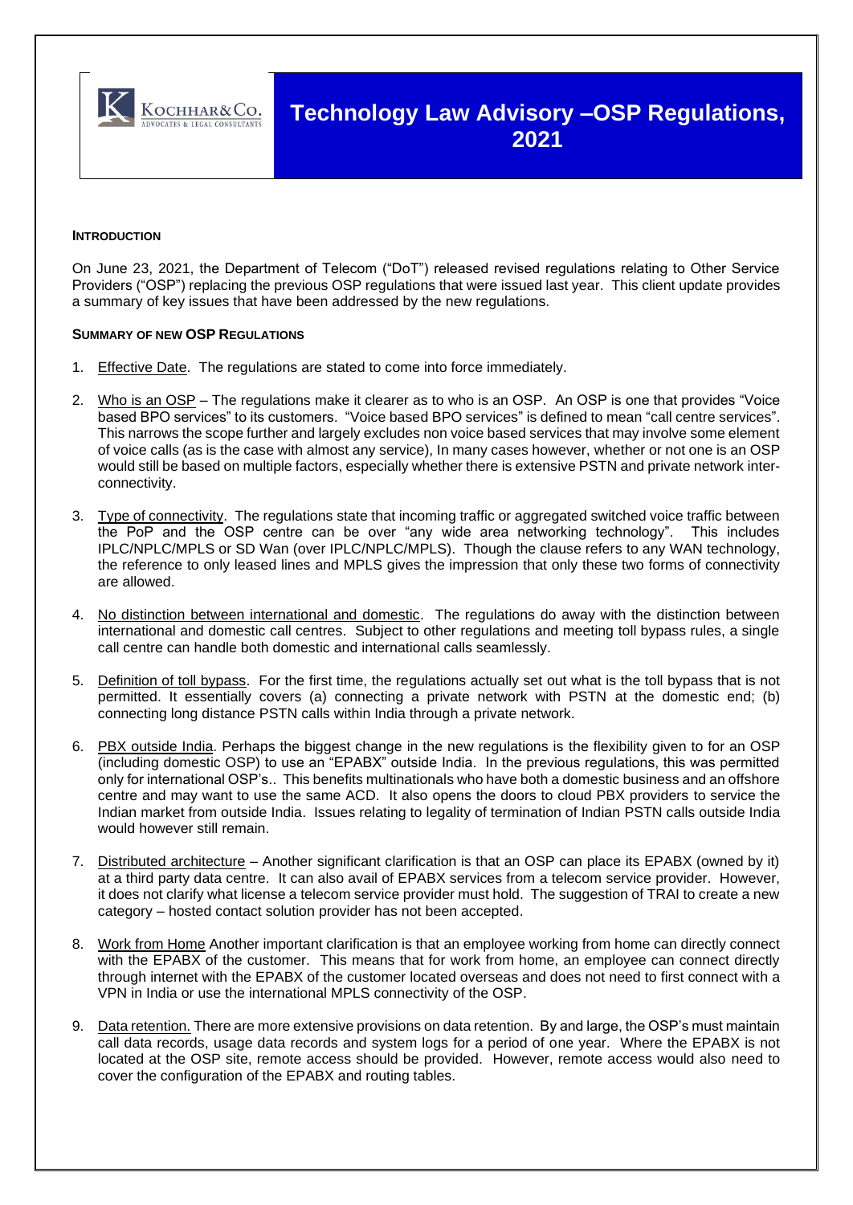Kochhar&Co.
Advocates & Legal Consultants

# Technology Law Advisory –OSP Regulations, 2021

**INTRODUCTION**

On June 23, 2021, the Department of Telecom ("DoT") released revised regulations relating to Other Service Providers ("OSP") replacing the previous OSP regulations that were issued last year. This client update provides a summary of key issues that have been addressed by the new regulations.

**SUMMARY OF NEW OSP REGULATIONS**

1. Effective Date. The regulations are stated to come into force immediately.

2. Who is an OSP – The regulations make it clearer as to who is an OSP. An OSP is one that provides "Voice based BPO services" to its customers. "Voice based BPO services" is defined to mean "call centre services". This narrows the scope further and largely excludes non voice based services that may involve some element of voice calls (as is the case with almost any service), In many cases however, whether or not one is an OSP would still be based on multiple factors, especially whether there is extensive PSTN and private network inter-connectivity.

3. Type of connectivity. The regulations state that incoming traffic or aggregated switched voice traffic between the PoP and the OSP centre can be over "any wide area networking technology". This includes IPLC/NPLC/MPLS or SD Wan (over IPLC/NPLC/MPLS). Though the clause refers to any WAN technology, the reference to only leased lines and MPLS gives the impression that only these two forms of connectivity are allowed.

4. No distinction between international and domestic. The regulations do away with the distinction between international and domestic call centres. Subject to other regulations and meeting toll bypass rules, a single call centre can handle both domestic and international calls seamlessly.

5. Definition of toll bypass. For the first time, the regulations actually set out what is the toll bypass that is not permitted. It essentially covers (a) connecting a private network with PSTN at the domestic end; (b) connecting long distance PSTN calls within India through a private network.

6. PBX outside India. Perhaps the biggest change in the new regulations is the flexibility given to for an OSP (including domestic OSP) to use an "EPABX" outside India. In the previous regulations, this was permitted only for international OSP's.. This benefits multinationals who have both a domestic business and an offshore centre and may want to use the same ACD. It also opens the doors to cloud PBX providers to service the Indian market from outside India. Issues relating to legality of termination of Indian PSTN calls outside India would however still remain.

7. Distributed architecture – Another significant clarification is that an OSP can place its EPABX (owned by it) at a third party data centre. It can also avail of EPABX services from a telecom service provider. However, it does not clarify what license a telecom service provider must hold. The suggestion of TRAI to create a new category – hosted contact solution provider has not been accepted.

8. Work from Home Another important clarification is that an employee working from home can directly connect with the EPABX of the customer. This means that for work from home, an employee can connect directly through internet with the EPABX of the customer located overseas and does not need to first connect with a VPN in India or use the international MPLS connectivity of the OSP.

9. Data retention. There are more extensive provisions on data retention. By and large, the OSP's must maintain call data records, usage data records and system logs for a period of one year. Where the EPABX is not located at the OSP site, remote access should be provided. However, remote access would also need to cover the configuration of the EPABX and routing tables.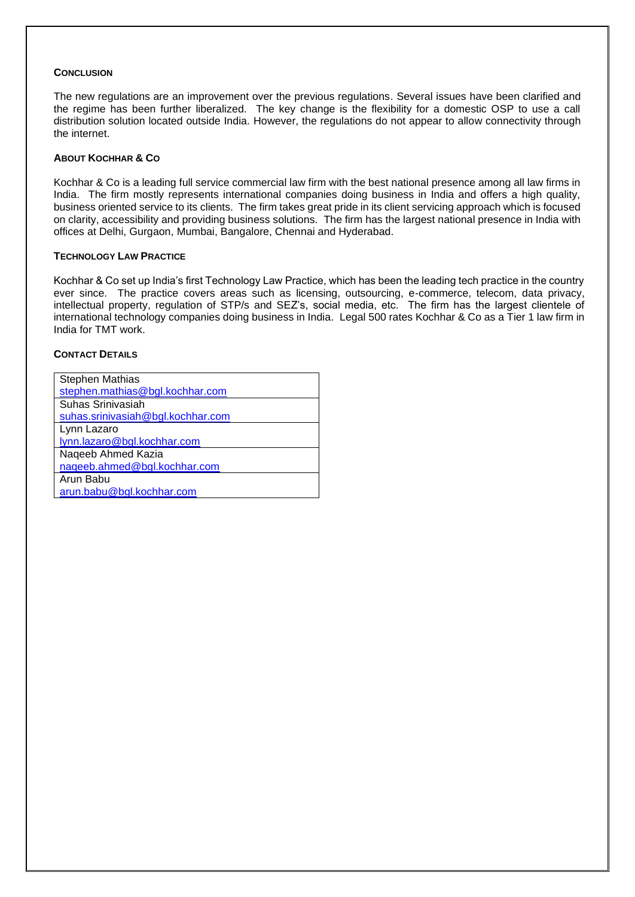## CONCLUSION

The new regulations are an improvement over the previous regulations. Several issues have been clarified and the regime has been further liberalized. The key change is the flexibility for a domestic OSP to use a call distribution solution located outside India. However, the regulations do not appear to allow connectivity through the internet.

## ABOUT KOCHHAR & CO

Kochhar & Co is a leading full service commercial law firm with the best national presence among all law firms in India. The firm mostly represents international companies doing business in India and offers a high quality, business oriented service to its clients. The firm takes great pride in its client servicing approach which is focused on clarity, accessibility and providing business solutions. The firm has the largest national presence in India with offices at Delhi, Gurgaon, Mumbai, Bangalore, Chennai and Hyderabad.

## TECHNOLOGY LAW PRACTICE

Kochhar & Co set up India's first Technology Law Practice, which has been the leading tech practice in the country ever since. The practice covers areas such as licensing, outsourcing, e-commerce, telecom, data privacy, intellectual property, regulation of STP/s and SEZ's, social media, etc. The firm has the largest clientele of international technology companies doing business in India. Legal 500 rates Kochhar & Co as a Tier 1 law firm in India for TMT work.

## CONTACT DETAILS

| |
|---|
| Stephen Mathias<br>stephen.mathias@bgl.kochhar.com |
| Suhas Srinivasiah<br>suhas.srinivasiah@bgl.kochhar.com |
| Lynn Lazaro<br>lynn.lazaro@bgl.kochhar.com |
| Naqeeb Ahmed Kazia<br>naqeeb.ahmed@bgl.kochhar.com |
| Arun Babu<br>arun.babu@bgl.kochhar.com |